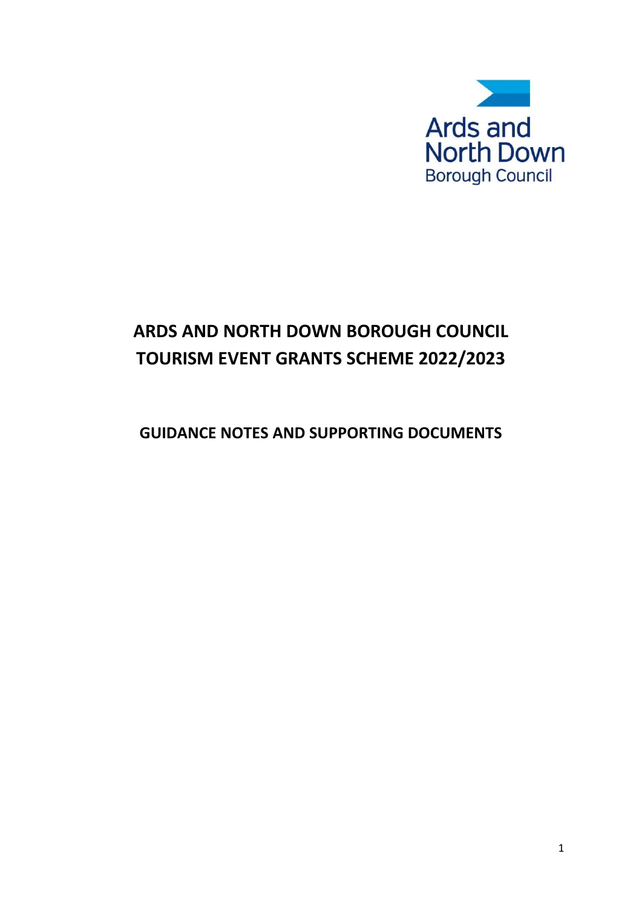Ards and North Down Borough Council

# ARDS AND NORTH DOWN BOROUGH COUNCIL TOURISM EVENT GRANTS SCHEME 2022/2023

## GUIDANCE NOTES AND SUPPORTING DOCUMENTS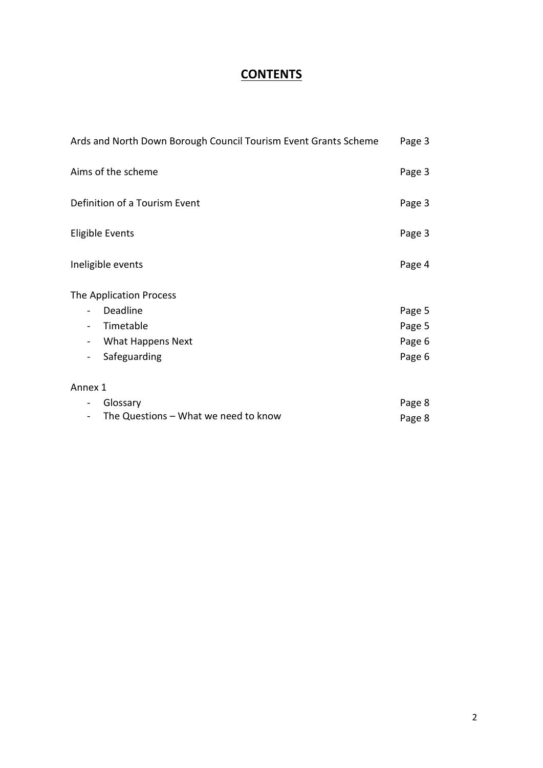# CONTENTS

| | |
|---|---|
| Ards and North Down Borough Council Tourism Event Grants Scheme | Page 3 |
| Aims of the scheme | Page 3 |
| Definition of a Tourism Event | Page 3 |
| Eligible Events | Page 3 |
| Ineligible events | Page 4 |
| The Application Process | |
| - Deadline | Page 5 |
| - Timetable | Page 5 |
| - What Happens Next | Page 6 |
| - Safeguarding | Page 6 |
| Annex 1 | |
| - Glossary | Page 8 |
| - The Questions – What we need to know | Page 8 |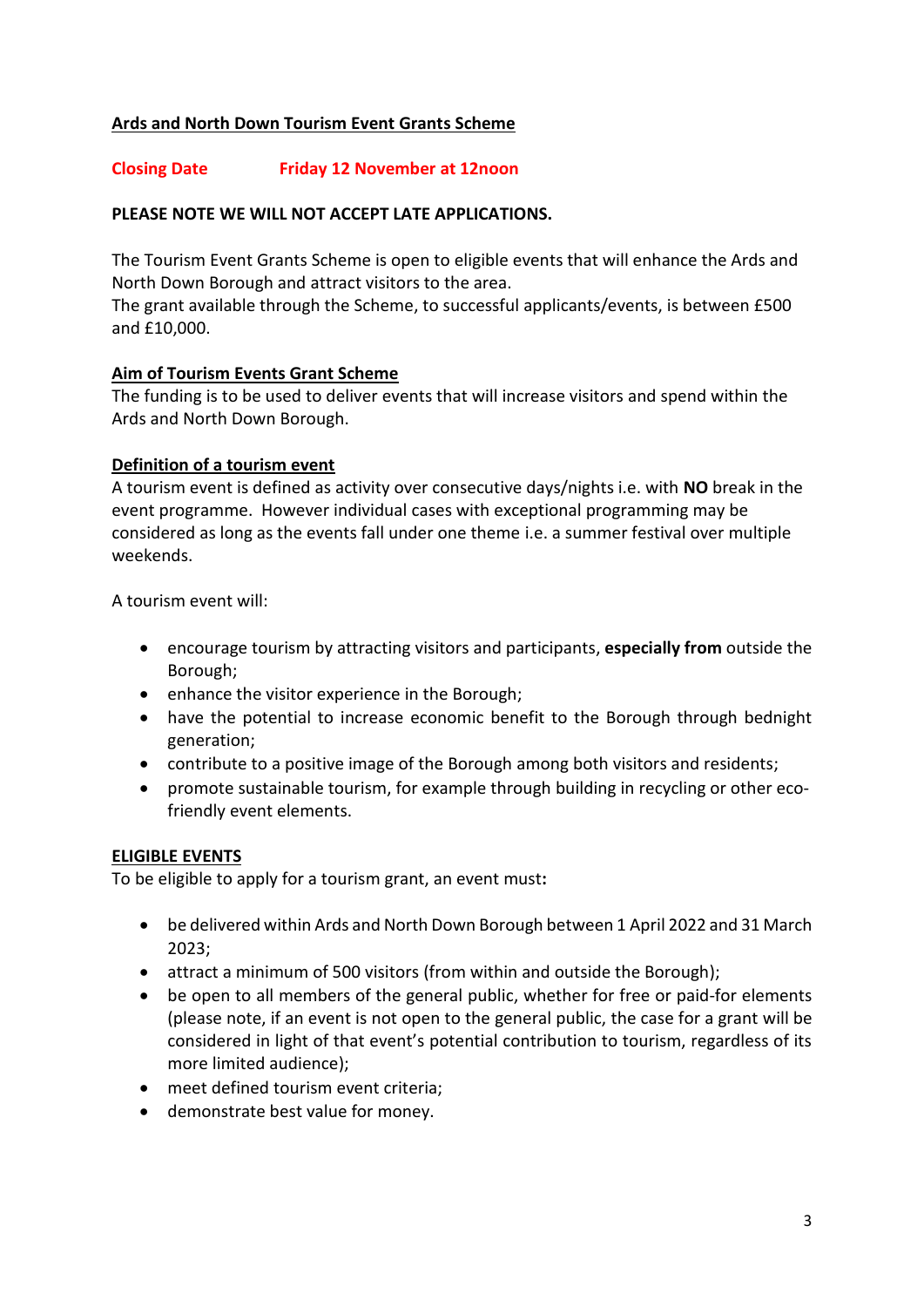## Ards and North Down Tourism Event Grants Scheme

**Closing Date Friday 12 November at 12noon**

**PLEASE NOTE WE WILL NOT ACCEPT LATE APPLICATIONS.**

The Tourism Event Grants Scheme is open to eligible events that will enhance the Ards and North Down Borough and attract visitors to the area.
The grant available through the Scheme, to successful applicants/events, is between £500 and £10,000.

### Aim of Tourism Events Grant Scheme

The funding is to be used to deliver events that will increase visitors and spend within the Ards and North Down Borough.

### Definition of a tourism event

A tourism event is defined as activity over consecutive days/nights i.e. with **NO** break in the event programme. However individual cases with exceptional programming may be considered as long as the events fall under one theme i.e. a summer festival over multiple weekends.

A tourism event will:

- encourage tourism by attracting visitors and participants, **especially from** outside the Borough;
- enhance the visitor experience in the Borough;
- have the potential to increase economic benefit to the Borough through bednight generation;
- contribute to a positive image of the Borough among both visitors and residents;
- promote sustainable tourism, for example through building in recycling or other eco-friendly event elements.

### ELIGIBLE EVENTS

To be eligible to apply for a tourism grant, an event must**:**

- be delivered within Ards and North Down Borough between 1 April 2022 and 31 March 2023;
- attract a minimum of 500 visitors (from within and outside the Borough);
- be open to all members of the general public, whether for free or paid-for elements (please note, if an event is not open to the general public, the case for a grant will be considered in light of that event's potential contribution to tourism, regardless of its more limited audience);
- meet defined tourism event criteria;
- demonstrate best value for money.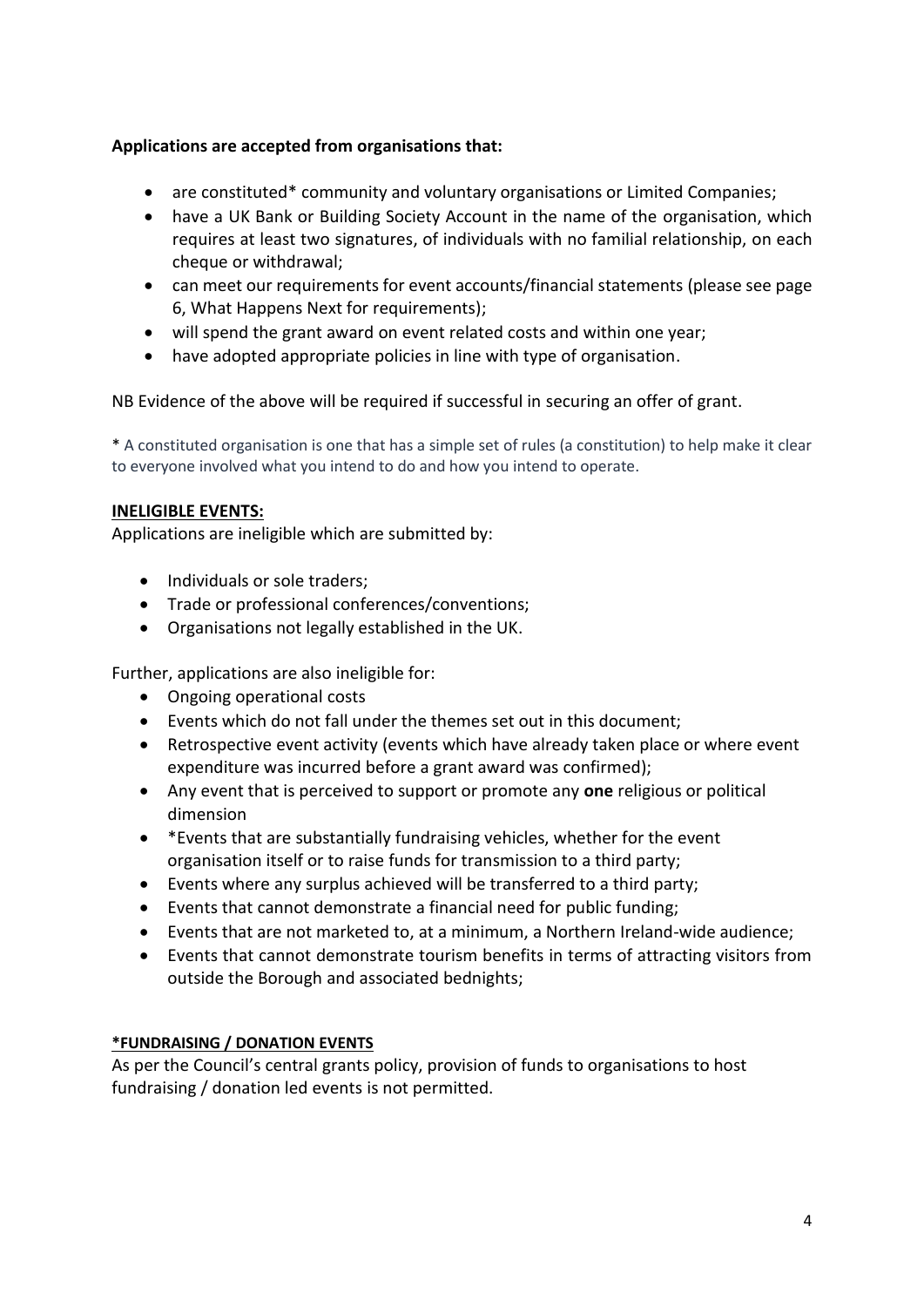**Applications are accepted from organisations that:**

- are constituted* community and voluntary organisations or Limited Companies;
- have a UK Bank or Building Society Account in the name of the organisation, which requires at least two signatures, of individuals with no familial relationship, on each cheque or withdrawal;
- can meet our requirements for event accounts/financial statements (please see page 6, What Happens Next for requirements);
- will spend the grant award on event related costs and within one year;
- have adopted appropriate policies in line with type of organisation.

NB Evidence of the above will be required if successful in securing an offer of grant.

* A constituted organisation is one that has a simple set of rules (a constitution) to help make it clear to everyone involved what you intend to do and how you intend to operate.

**INELIGIBLE EVENTS:**

Applications are ineligible which are submitted by:

- Individuals or sole traders;
- Trade or professional conferences/conventions;
- Organisations not legally established in the UK.

Further, applications are also ineligible for:

- Ongoing operational costs
- Events which do not fall under the themes set out in this document;
- Retrospective event activity (events which have already taken place or where event expenditure was incurred before a grant award was confirmed);
- Any event that is perceived to support or promote any **one** religious or political dimension
- *Events that are substantially fundraising vehicles, whether for the event organisation itself or to raise funds for transmission to a third party;
- Events where any surplus achieved will be transferred to a third party;
- Events that cannot demonstrate a financial need for public funding;
- Events that are not marketed to, at a minimum, a Northern Ireland-wide audience;
- Events that cannot demonstrate tourism benefits in terms of attracting visitors from outside the Borough and associated bednights;

**\*FUNDRAISING / DONATION EVENTS**

As per the Council's central grants policy, provision of funds to organisations to host fundraising / donation led events is not permitted.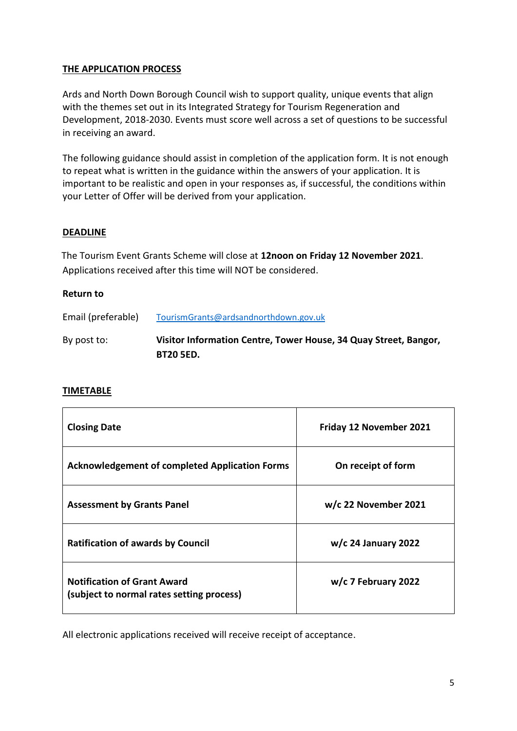## THE APPLICATION PROCESS

Ards and North Down Borough Council wish to support quality, unique events that align with the themes set out in its Integrated Strategy for Tourism Regeneration and Development, 2018-2030. Events must score well across a set of questions to be successful in receiving an award.

The following guidance should assist in completion of the application form. It is not enough to repeat what is written in the guidance within the answers of your application. It is important to be realistic and open in your responses as, if successful, the conditions within your Letter of Offer will be derived from your application.

## DEADLINE

The Tourism Event Grants Scheme will close at **12noon on Friday 12 November 2021**. Applications received after this time will NOT be considered.

**Return to**

Email (preferable) TourismGrants@ardsandnorthdown.gov.uk

By post to: **Visitor Information Centre, Tower House, 34 Quay Street, Bangor, BT20 5ED.**

## TIMETABLE

| | |
|---|---|
| **Closing Date** | **Friday 12 November 2021** |
| **Acknowledgement of completed Application Forms** | **On receipt of form** |
| **Assessment by Grants Panel** | **w/c 22 November 2021** |
| **Ratification of awards by Council** | **w/c 24 January 2022** |
| **Notification of Grant Award (subject to normal rates setting process)** | **w/c 7 February 2022** |

All electronic applications received will receive receipt of acceptance.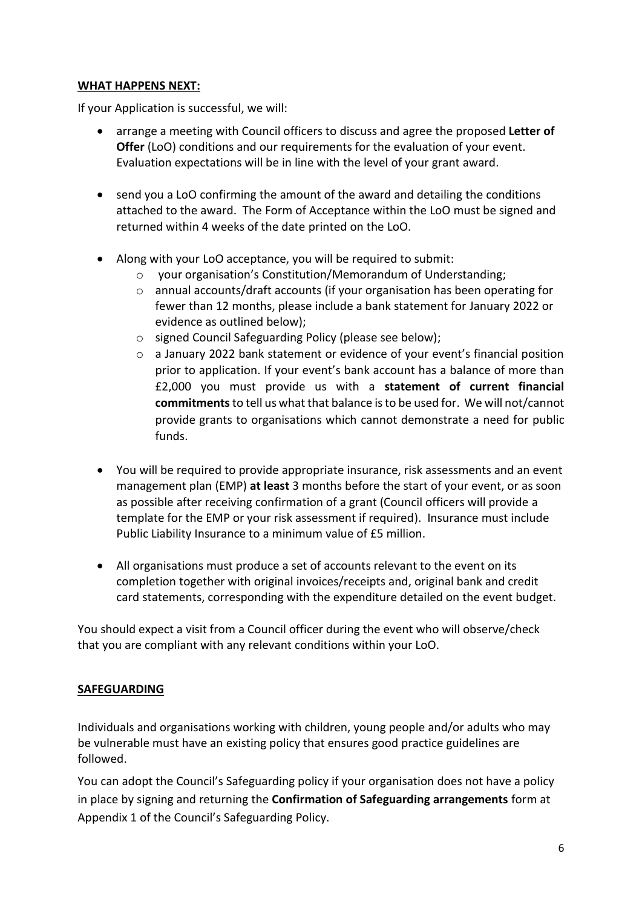## **WHAT HAPPENS NEXT:**

If your Application is successful, we will:

- arrange a meeting with Council officers to discuss and agree the proposed **Letter of Offer** (LoO) conditions and our requirements for the evaluation of your event. Evaluation expectations will be in line with the level of your grant award.

- send you a LoO confirming the amount of the award and detailing the conditions attached to the award. The Form of Acceptance within the LoO must be signed and returned within 4 weeks of the date printed on the LoO.

- Along with your LoO acceptance, you will be required to submit:
  - your organisation's Constitution/Memorandum of Understanding;
  - annual accounts/draft accounts (if your organisation has been operating for fewer than 12 months, please include a bank statement for January 2022 or evidence as outlined below);
  - signed Council Safeguarding Policy (please see below);
  - a January 2022 bank statement or evidence of your event's financial position prior to application. If your event's bank account has a balance of more than £2,000 you must provide us with a **statement of current financial commitments** to tell us what that balance is to be used for. We will not/cannot provide grants to organisations which cannot demonstrate a need for public funds.

- You will be required to provide appropriate insurance, risk assessments and an event management plan (EMP) **at least** 3 months before the start of your event, or as soon as possible after receiving confirmation of a grant (Council officers will provide a template for the EMP or your risk assessment if required). Insurance must include Public Liability Insurance to a minimum value of £5 million.

- All organisations must produce a set of accounts relevant to the event on its completion together with original invoices/receipts and, original bank and credit card statements, corresponding with the expenditure detailed on the event budget.

You should expect a visit from a Council officer during the event who will observe/check that you are compliant with any relevant conditions within your LoO.

## **SAFEGUARDING**

Individuals and organisations working with children, young people and/or adults who may be vulnerable must have an existing policy that ensures good practice guidelines are followed.

You can adopt the Council's Safeguarding policy if your organisation does not have a policy in place by signing and returning the **Confirmation of Safeguarding arrangements** form at Appendix 1 of the Council's Safeguarding Policy.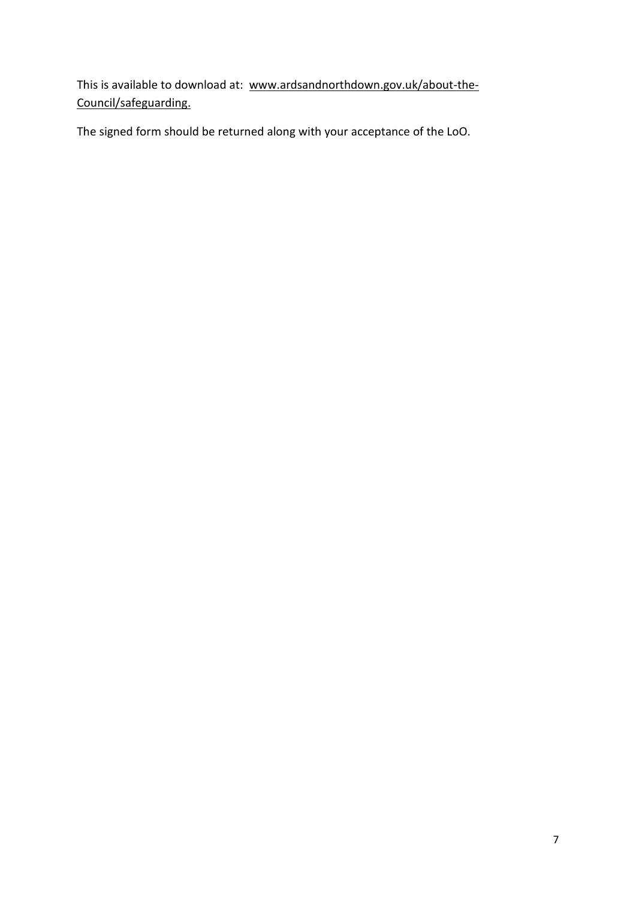This is available to download at: www.ardsandnorthdown.gov.uk/about-the-Council/safeguarding.

The signed form should be returned along with your acceptance of the LoO.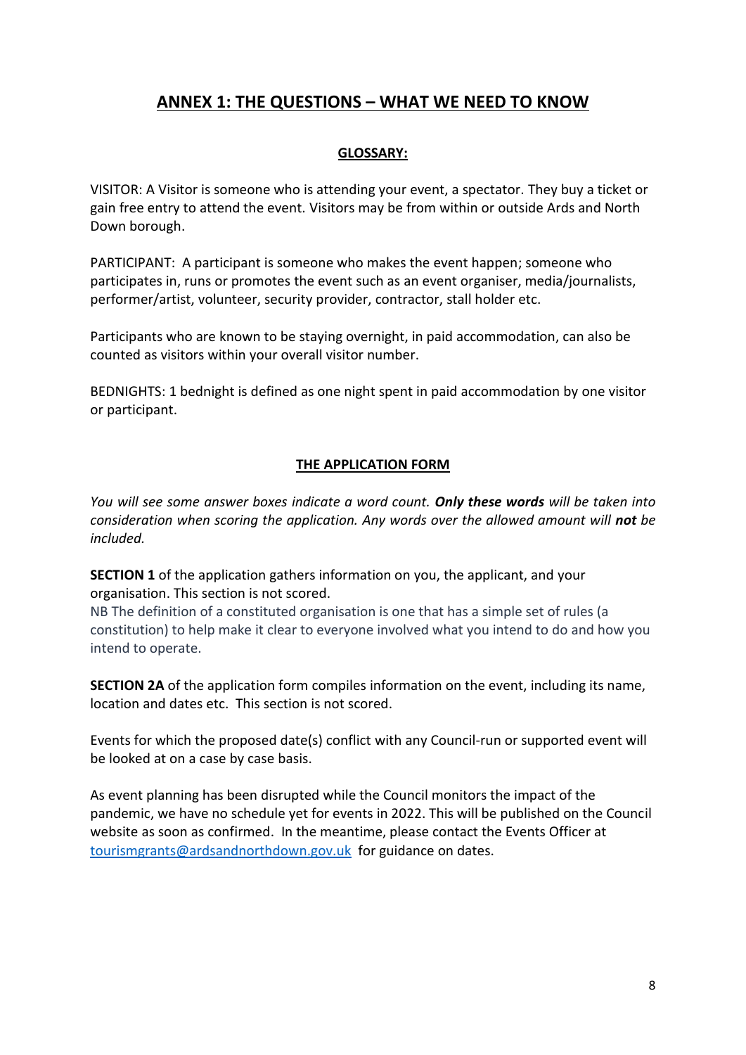# ANNEX 1: THE QUESTIONS – WHAT WE NEED TO KNOW

## GLOSSARY:

VISITOR: A Visitor is someone who is attending your event, a spectator. They buy a ticket or gain free entry to attend the event. Visitors may be from within or outside Ards and North Down borough.

PARTICIPANT: A participant is someone who makes the event happen; someone who participates in, runs or promotes the event such as an event organiser, media/journalists, performer/artist, volunteer, security provider, contractor, stall holder etc.

Participants who are known to be staying overnight, in paid accommodation, can also be counted as visitors within your overall visitor number.

BEDNIGHTS: 1 bednight is defined as one night spent in paid accommodation by one visitor or participant.

## THE APPLICATION FORM

*You will see some answer boxes indicate a word count. **Only these words** will be taken into consideration when scoring the application. Any words over the allowed amount will **not** be included.*

**SECTION 1** of the application gathers information on you, the applicant, and your organisation. This section is not scored.
NB The definition of a constituted organisation is one that has a simple set of rules (a constitution) to help make it clear to everyone involved what you intend to do and how you intend to operate.

**SECTION 2A** of the application form compiles information on the event, including its name, location and dates etc. This section is not scored.

Events for which the proposed date(s) conflict with any Council-run or supported event will be looked at on a case by case basis.

As event planning has been disrupted while the Council monitors the impact of the pandemic, we have no schedule yet for events in 2022. This will be published on the Council website as soon as confirmed. In the meantime, please contact the Events Officer at tourismgrants@ardsandnorthdown.gov.uk for guidance on dates.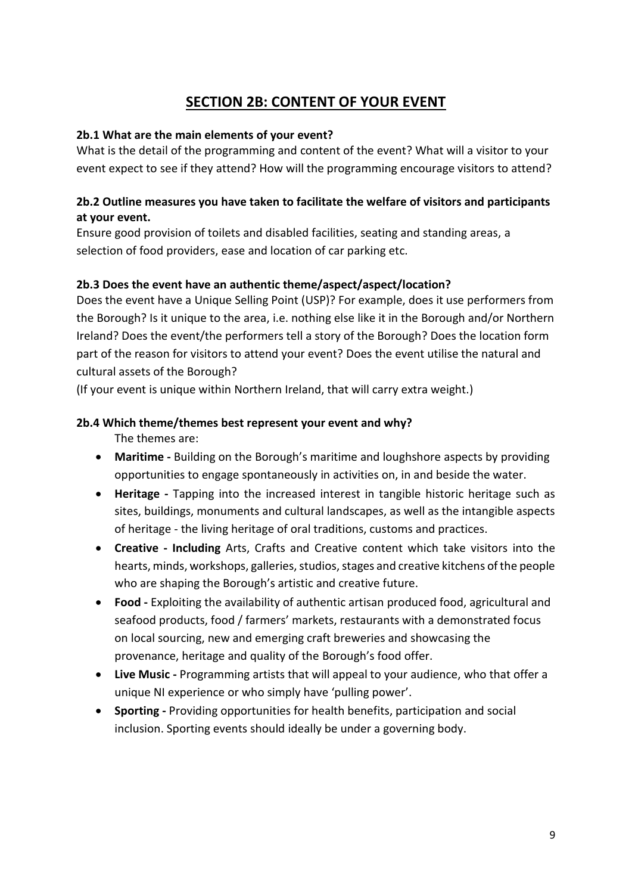## SECTION 2B: CONTENT OF YOUR EVENT

**2b.1 What are the main elements of your event?**

What is the detail of the programming and content of the event? What will a visitor to your event expect to see if they attend? How will the programming encourage visitors to attend?

**2b.2 Outline measures you have taken to facilitate the welfare of visitors and participants at your event.**

Ensure good provision of toilets and disabled facilities, seating and standing areas, a selection of food providers, ease and location of car parking etc.

**2b.3 Does the event have an authentic theme/aspect/aspect/location?**

Does the event have a Unique Selling Point (USP)? For example, does it use performers from the Borough? Is it unique to the area, i.e. nothing else like it in the Borough and/or Northern Ireland? Does the event/the performers tell a story of the Borough? Does the location form part of the reason for visitors to attend your event? Does the event utilise the natural and cultural assets of the Borough?

(If your event is unique within Northern Ireland, that will carry extra weight.)

**2b.4 Which theme/themes best represent your event and why?**

The themes are:

- **Maritime -** Building on the Borough's maritime and loughshore aspects by providing opportunities to engage spontaneously in activities on, in and beside the water.
- **Heritage -** Tapping into the increased interest in tangible historic heritage such as sites, buildings, monuments and cultural landscapes, as well as the intangible aspects of heritage - the living heritage of oral traditions, customs and practices.
- **Creative - Including** Arts, Crafts and Creative content which take visitors into the hearts, minds, workshops, galleries, studios, stages and creative kitchens of the people who are shaping the Borough's artistic and creative future.
- **Food -** Exploiting the availability of authentic artisan produced food, agricultural and seafood products, food / farmers' markets, restaurants with a demonstrated focus on local sourcing, new and emerging craft breweries and showcasing the provenance, heritage and quality of the Borough's food offer.
- **Live Music -** Programming artists that will appeal to your audience, who that offer a unique NI experience or who simply have 'pulling power'.
- **Sporting -** Providing opportunities for health benefits, participation and social inclusion. Sporting events should ideally be under a governing body.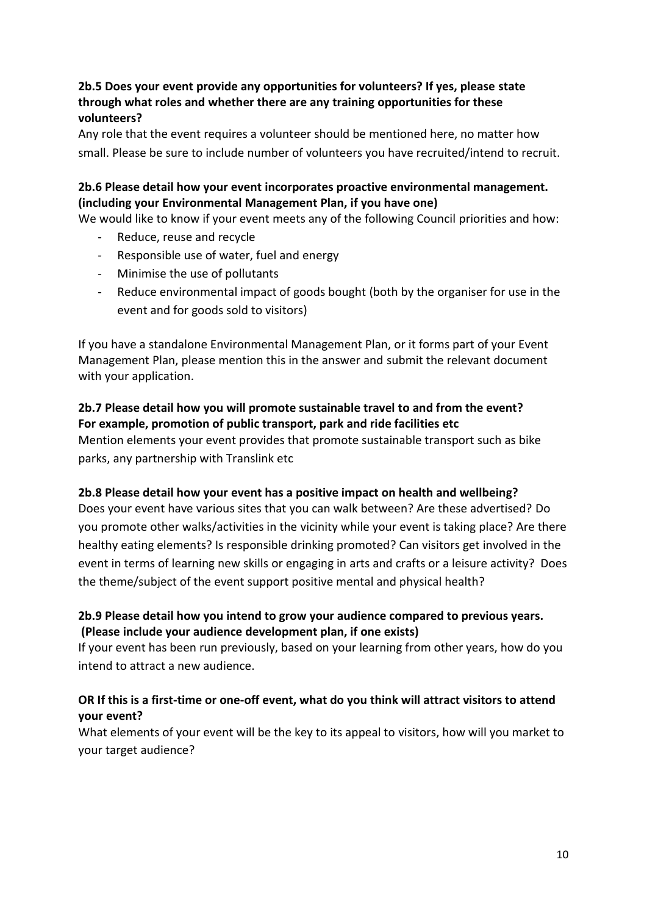**2b.5 Does your event provide any opportunities for volunteers? If yes, please state through what roles and whether there are any training opportunities for these volunteers?**

Any role that the event requires a volunteer should be mentioned here, no matter how small. Please be sure to include number of volunteers you have recruited/intend to recruit.

**2b.6 Please detail how your event incorporates proactive environmental management. (including your Environmental Management Plan, if you have one)**

We would like to know if your event meets any of the following Council priorities and how:

- Reduce, reuse and recycle
- Responsible use of water, fuel and energy
- Minimise the use of pollutants
- Reduce environmental impact of goods bought (both by the organiser for use in the event and for goods sold to visitors)

If you have a standalone Environmental Management Plan, or it forms part of your Event Management Plan, please mention this in the answer and submit the relevant document with your application.

**2b.7 Please detail how you will promote sustainable travel to and from the event? For example, promotion of public transport, park and ride facilities etc**

Mention elements your event provides that promote sustainable transport such as bike parks, any partnership with Translink etc

**2b.8 Please detail how your event has a positive impact on health and wellbeing?**

Does your event have various sites that you can walk between? Are these advertised? Do you promote other walks/activities in the vicinity while your event is taking place? Are there healthy eating elements? Is responsible drinking promoted? Can visitors get involved in the event in terms of learning new skills or engaging in arts and crafts or a leisure activity? Does the theme/subject of the event support positive mental and physical health?

**2b.9 Please detail how you intend to grow your audience compared to previous years. (Please include your audience development plan, if one exists)**

If your event has been run previously, based on your learning from other years, how do you intend to attract a new audience.

**OR If this is a first-time or one-off event, what do you think will attract visitors to attend your event?**

What elements of your event will be the key to its appeal to visitors, how will you market to your target audience?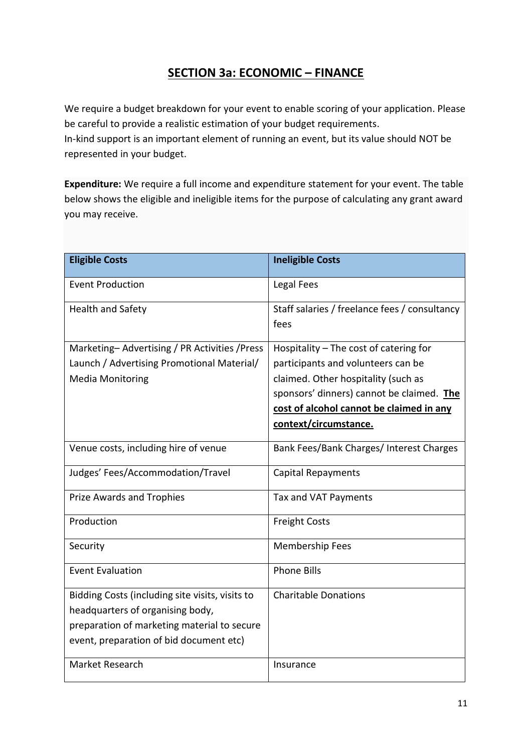## SECTION 3a: ECONOMIC – FINANCE

We require a budget breakdown for your event to enable scoring of your application. Please be careful to provide a realistic estimation of your budget requirements.
In-kind support is an important element of running an event, but its value should NOT be represented in your budget.

**Expenditure:** We require a full income and expenditure statement for your event. The table below shows the eligible and ineligible items for the purpose of calculating any grant award you may receive.

| Eligible Costs | Ineligible Costs |
|---|---|
| Event Production | Legal Fees |
| Health and Safety | Staff salaries / freelance fees / consultancy fees |
| Marketing– Advertising / PR Activities /Press Launch / Advertising Promotional Material/ Media Monitoring | Hospitality – The cost of catering for participants and volunteers can be claimed. Other hospitality (such as sponsors' dinners) cannot be claimed. **The cost of alcohol cannot be claimed in any context/circumstance.** |
| Venue costs, including hire of venue | Bank Fees/Bank Charges/ Interest Charges |
| Judges' Fees/Accommodation/Travel | Capital Repayments |
| Prize Awards and Trophies | Tax and VAT Payments |
| Production | Freight Costs |
| Security | Membership Fees |
| Event Evaluation | Phone Bills |
| Bidding Costs (including site visits, visits to headquarters of organising body, preparation of marketing material to secure event, preparation of bid document etc) | Charitable Donations |
| Market Research | Insurance |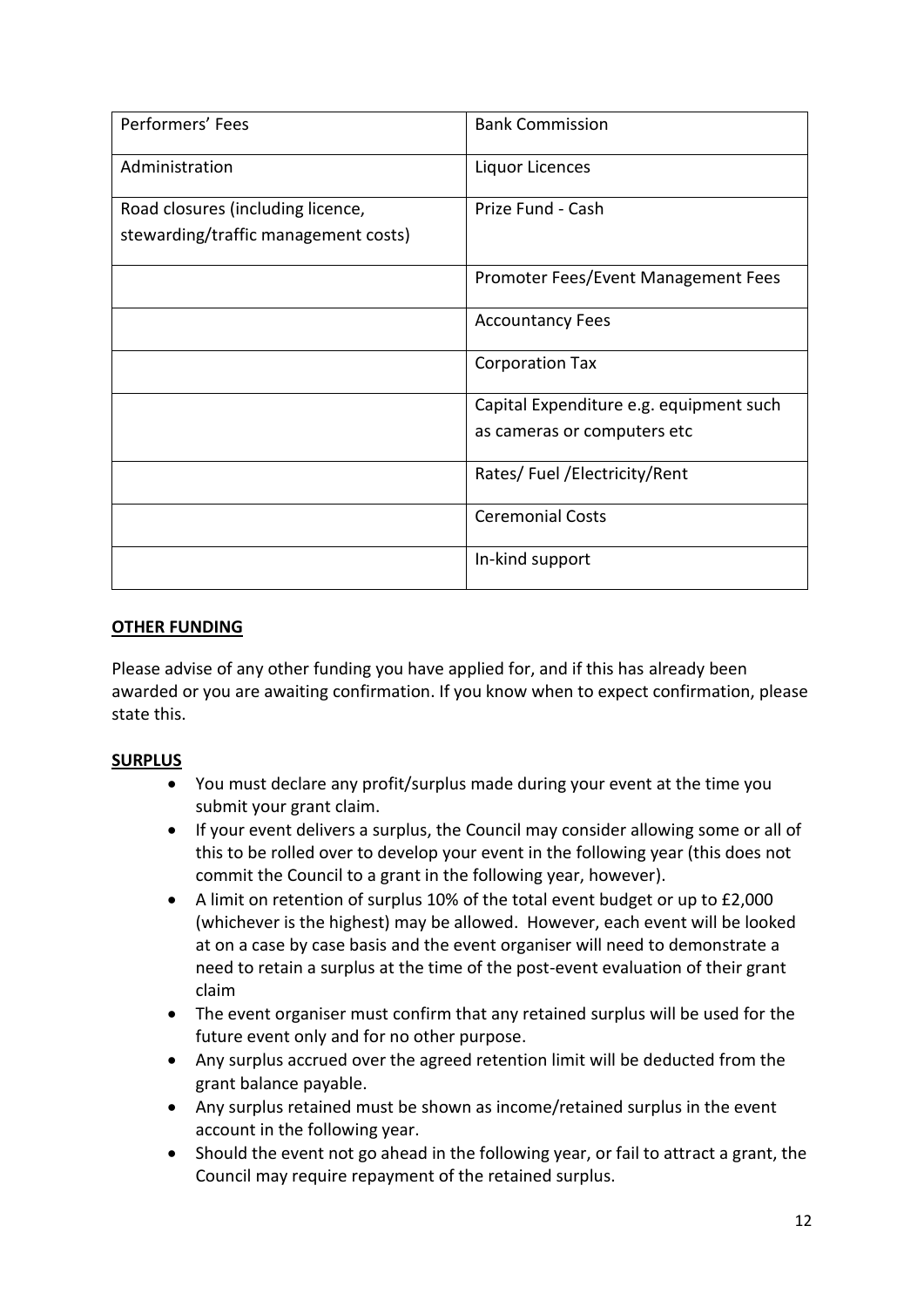| Performers' Fees | Bank Commission |
|---|---|
| Administration | Liquor Licences |
| Road closures (including licence, stewarding/traffic management costs) | Prize Fund - Cash |
| | Promoter Fees/Event Management Fees |
| | Accountancy Fees |
| | Corporation Tax |
| | Capital Expenditure e.g. equipment such as cameras or computers etc |
| | Rates/ Fuel /Electricity/Rent |
| | Ceremonial Costs |
| | In-kind support |

**OTHER FUNDING**

Please advise of any other funding you have applied for, and if this has already been awarded or you are awaiting confirmation. If you know when to expect confirmation, please state this.

**SURPLUS**

- You must declare any profit/surplus made during your event at the time you submit your grant claim.
- If your event delivers a surplus, the Council may consider allowing some or all of this to be rolled over to develop your event in the following year (this does not commit the Council to a grant in the following year, however).
- A limit on retention of surplus 10% of the total event budget or up to £2,000 (whichever is the highest) may be allowed. However, each event will be looked at on a case by case basis and the event organiser will need to demonstrate a need to retain a surplus at the time of the post-event evaluation of their grant claim
- The event organiser must confirm that any retained surplus will be used for the future event only and for no other purpose.
- Any surplus accrued over the agreed retention limit will be deducted from the grant balance payable.
- Any surplus retained must be shown as income/retained surplus in the event account in the following year.
- Should the event not go ahead in the following year, or fail to attract a grant, the Council may require repayment of the retained surplus.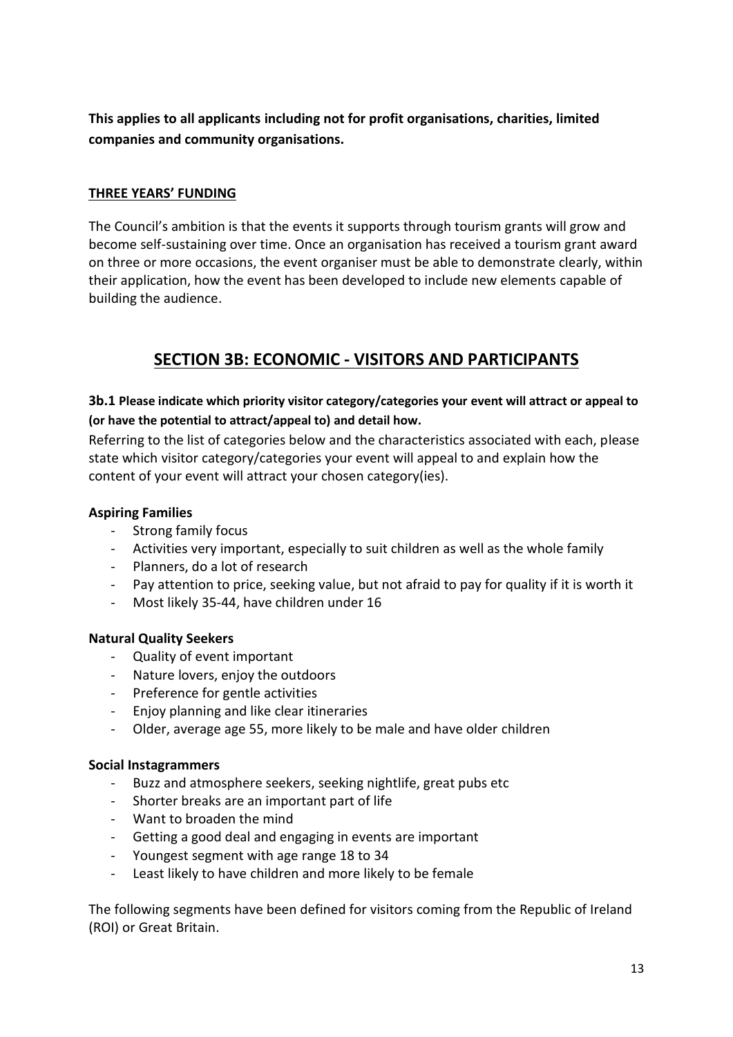**This applies to all applicants including not for profit organisations, charities, limited companies and community organisations.**

**THREE YEARS' FUNDING**

The Council's ambition is that the events it supports through tourism grants will grow and become self-sustaining over time. Once an organisation has received a tourism grant award on three or more occasions, the event organiser must be able to demonstrate clearly, within their application, how the event has been developed to include new elements capable of building the audience.

## SECTION 3B: ECONOMIC - VISITORS AND PARTICIPANTS

**3b.1 Please indicate which priority visitor category/categories your event will attract or appeal to (or have the potential to attract/appeal to) and detail how.**

Referring to the list of categories below and the characteristics associated with each, please state which visitor category/categories your event will appeal to and explain how the content of your event will attract your chosen category(ies).

**Aspiring Families**

- Strong family focus
- Activities very important, especially to suit children as well as the whole family
- Planners, do a lot of research
- Pay attention to price, seeking value, but not afraid to pay for quality if it is worth it
- Most likely 35-44, have children under 16

**Natural Quality Seekers**

- Quality of event important
- Nature lovers, enjoy the outdoors
- Preference for gentle activities
- Enjoy planning and like clear itineraries
- Older, average age 55, more likely to be male and have older children

**Social Instagrammers**

- Buzz and atmosphere seekers, seeking nightlife, great pubs etc
- Shorter breaks are an important part of life
- Want to broaden the mind
- Getting a good deal and engaging in events are important
- Youngest segment with age range 18 to 34
- Least likely to have children and more likely to be female

The following segments have been defined for visitors coming from the Republic of Ireland (ROI) or Great Britain.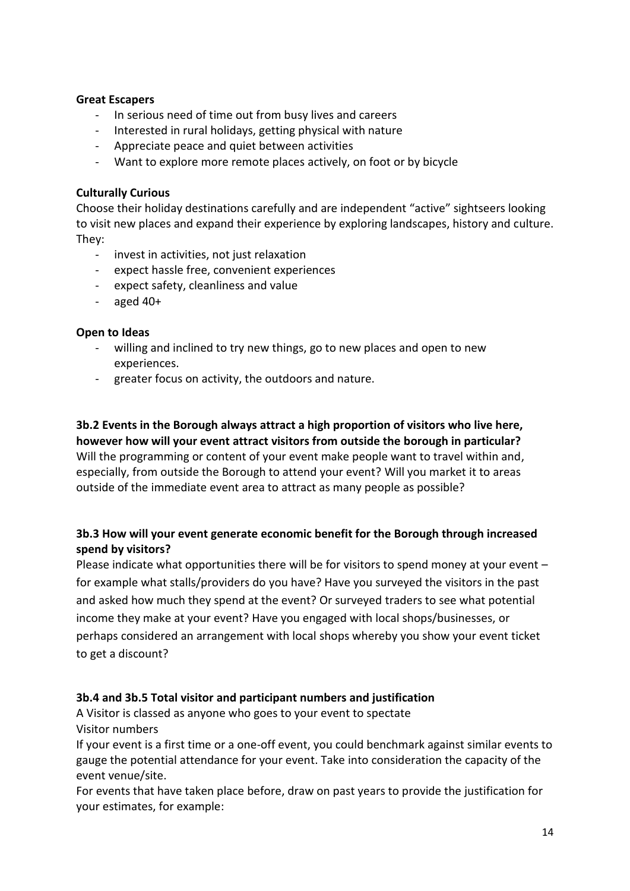**Great Escapers**

- In serious need of time out from busy lives and careers
- Interested in rural holidays, getting physical with nature
- Appreciate peace and quiet between activities
- Want to explore more remote places actively, on foot or by bicycle

**Culturally Curious**

Choose their holiday destinations carefully and are independent “active” sightseers looking to visit new places and expand their experience by exploring landscapes, history and culture. They:

- invest in activities, not just relaxation
- expect hassle free, convenient experiences
- expect safety, cleanliness and value
- aged 40+

**Open to Ideas**

- willing and inclined to try new things, go to new places and open to new experiences.
- greater focus on activity, the outdoors and nature.

**3b.2 Events in the Borough always attract a high proportion of visitors who live here, however how will your event attract visitors from outside the borough in particular?**

Will the programming or content of your event make people want to travel within and, especially, from outside the Borough to attend your event? Will you market it to areas outside of the immediate event area to attract as many people as possible?

**3b.3 How will your event generate economic benefit for the Borough through increased spend by visitors?**

Please indicate what opportunities there will be for visitors to spend money at your event – for example what stalls/providers do you have? Have you surveyed the visitors in the past and asked how much they spend at the event? Or surveyed traders to see what potential income they make at your event? Have you engaged with local shops/businesses, or perhaps considered an arrangement with local shops whereby you show your event ticket to get a discount?

**3b.4 and 3b.5 Total visitor and participant numbers and justification**

A Visitor is classed as anyone who goes to your event to spectate

Visitor numbers

If your event is a first time or a one-off event, you could benchmark against similar events to gauge the potential attendance for your event. Take into consideration the capacity of the event venue/site.

For events that have taken place before, draw on past years to provide the justification for your estimates, for example: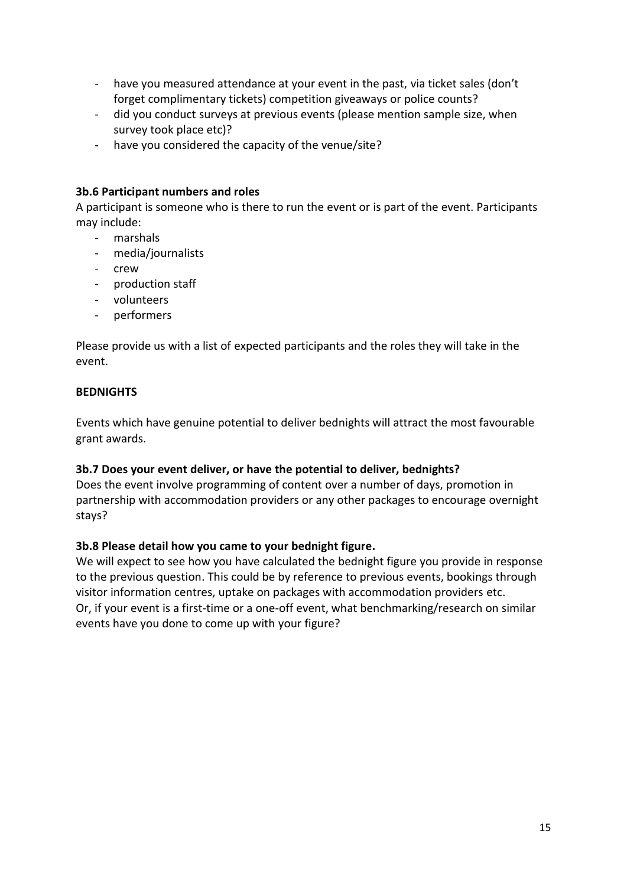- have you measured attendance at your event in the past, via ticket sales (don't forget complimentary tickets) competition giveaways or police counts?
- did you conduct surveys at previous events (please mention sample size, when survey took place etc)?
- have you considered the capacity of the venue/site?

**3b.6 Participant numbers and roles**

A participant is someone who is there to run the event or is part of the event. Participants may include:

- marshals
- media/journalists
- crew
- production staff
- volunteers
- performers

Please provide us with a list of expected participants and the roles they will take in the event.

**BEDNIGHTS**

Events which have genuine potential to deliver bednights will attract the most favourable grant awards.

**3b.7 Does your event deliver, or have the potential to deliver, bednights?**

Does the event involve programming of content over a number of days, promotion in partnership with accommodation providers or any other packages to encourage overnight stays?

**3b.8 Please detail how you came to your bednight figure.**

We will expect to see how you have calculated the bednight figure you provide in response to the previous question. This could be by reference to previous events, bookings through visitor information centres, uptake on packages with accommodation providers etc.
Or, if your event is a first-time or a one-off event, what benchmarking/research on similar events have you done to come up with your figure?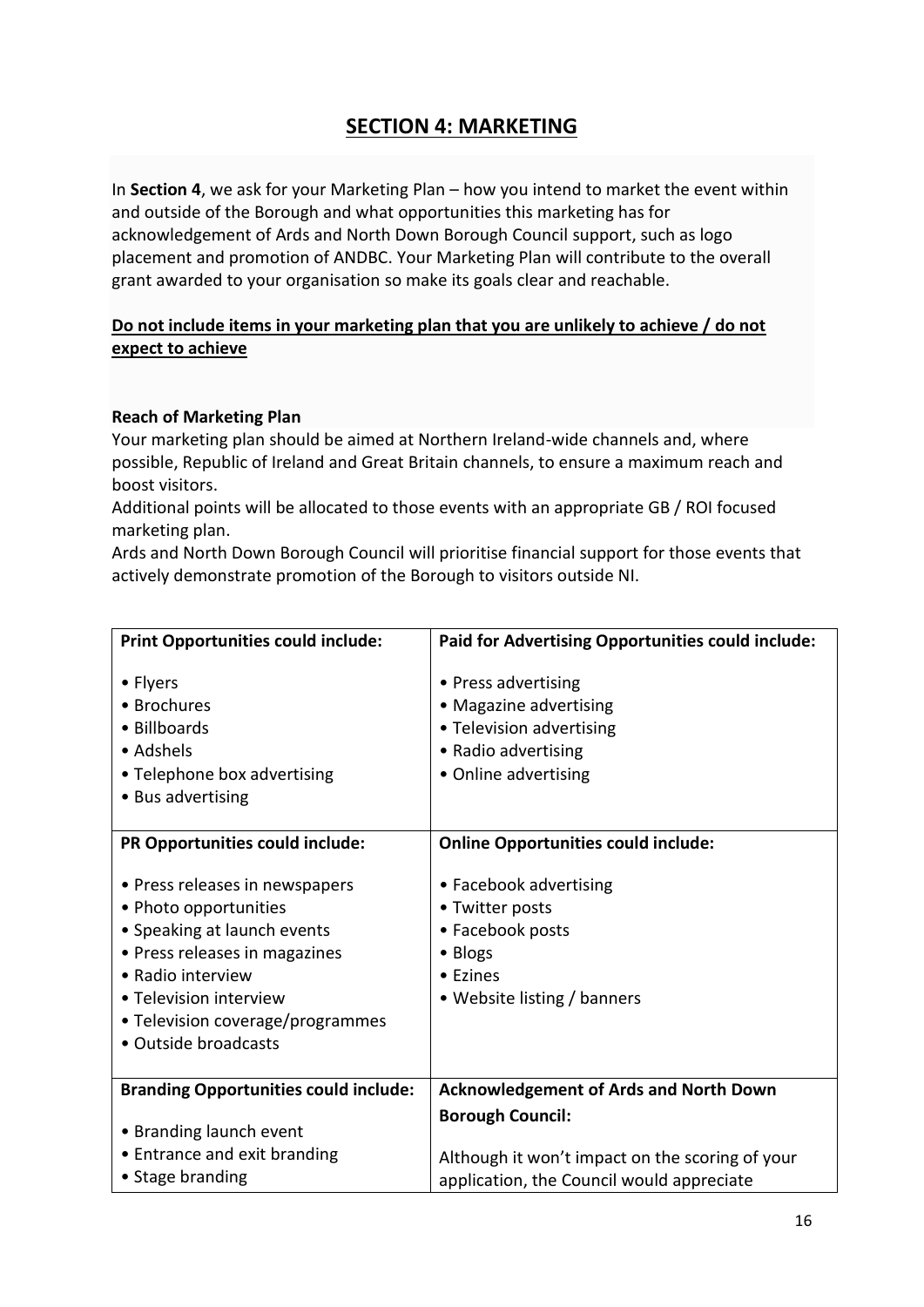## SECTION 4: MARKETING

In **Section 4**, we ask for your Marketing Plan – how you intend to market the event within and outside of the Borough and what opportunities this marketing has for acknowledgement of Ards and North Down Borough Council support, such as logo placement and promotion of ANDBC. Your Marketing Plan will contribute to the overall grant awarded to your organisation so make its goals clear and reachable.

**Do not include items in your marketing plan that you are unlikely to achieve / do not expect to achieve**

**Reach of Marketing Plan**

Your marketing plan should be aimed at Northern Ireland-wide channels and, where possible, Republic of Ireland and Great Britain channels, to ensure a maximum reach and boost visitors.

Additional points will be allocated to those events with an appropriate GB / ROI focused marketing plan.

Ards and North Down Borough Council will prioritise financial support for those events that actively demonstrate promotion of the Borough to visitors outside NI.

| **Print Opportunities could include:** | **Paid for Advertising Opportunities could include:** |
|---|---|
| • Flyers<br>• Brochures<br>• Billboards<br>• Adshels<br>• Telephone box advertising<br>• Bus advertising | • Press advertising<br>• Magazine advertising<br>• Television advertising<br>• Radio advertising<br>• Online advertising |
| **PR Opportunities could include:**<br><br>• Press releases in newspapers<br>• Photo opportunities<br>• Speaking at launch events<br>• Press releases in magazines<br>• Radio interview<br>• Television interview<br>• Television coverage/programmes<br>• Outside broadcasts | **Online Opportunities could include:**<br><br>• Facebook advertising<br>• Twitter posts<br>• Facebook posts<br>• Blogs<br>• Ezines<br>• Website listing / banners |
| **Branding Opportunities could include:**<br><br>• Branding launch event<br>• Entrance and exit branding<br>• Stage branding | **Acknowledgement of Ards and North Down Borough Council:**<br><br>Although it won't impact on the scoring of your application, the Council would appreciate |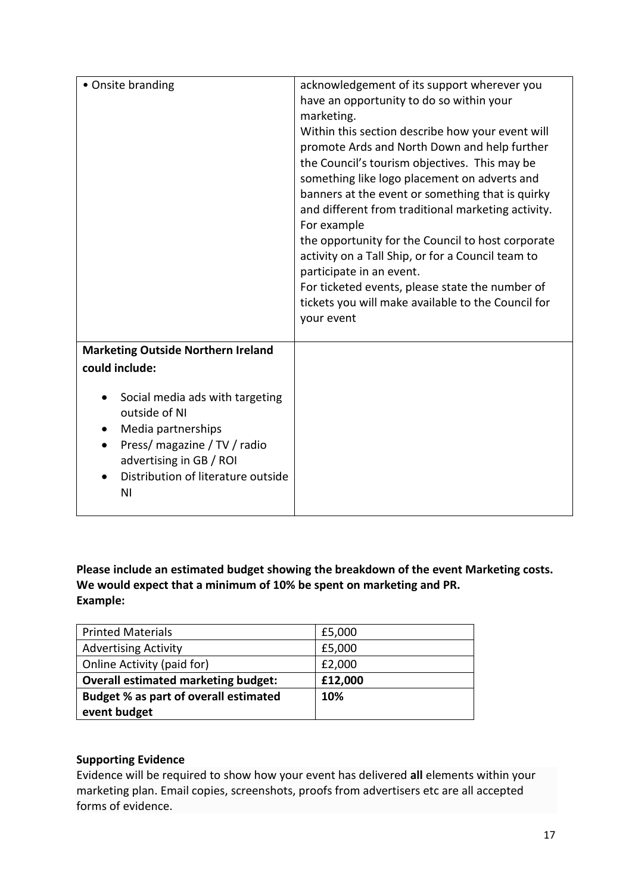| • Onsite branding | acknowledgement of its support wherever you have an opportunity to do so within your marketing.<br>Within this section describe how your event will promote Ards and North Down and help further the Council's tourism objectives. This may be something like logo placement on adverts and banners at the event or something that is quirky and different from traditional marketing activity. For example<br>the opportunity for the Council to host corporate activity on a Tall Ship, or for a Council team to participate in an event.<br>For ticketed events, please state the number of tickets you will make available to the Council for your event |
|---|---|
| **Marketing Outside Northern Ireland could include:**<br><br>• Social media ads with targeting outside of NI<br>• Media partnerships<br>• Press/ magazine / TV / radio advertising in GB / ROI<br>• Distribution of literature outside NI | |

**Please include an estimated budget showing the breakdown of the event Marketing costs. We would expect that a minimum of 10% be spent on marketing and PR.**
**Example:**

| Printed Materials | £5,000 |
|---|---|
| Advertising Activity | £5,000 |
| Online Activity (paid for) | £2,000 |
| **Overall estimated marketing budget:** | **£12,000** |
| **Budget % as part of overall estimated event budget** | **10%** |

**Supporting Evidence**

Evidence will be required to show how your event has delivered **all** elements within your marketing plan. Email copies, screenshots, proofs from advertisers etc are all accepted forms of evidence.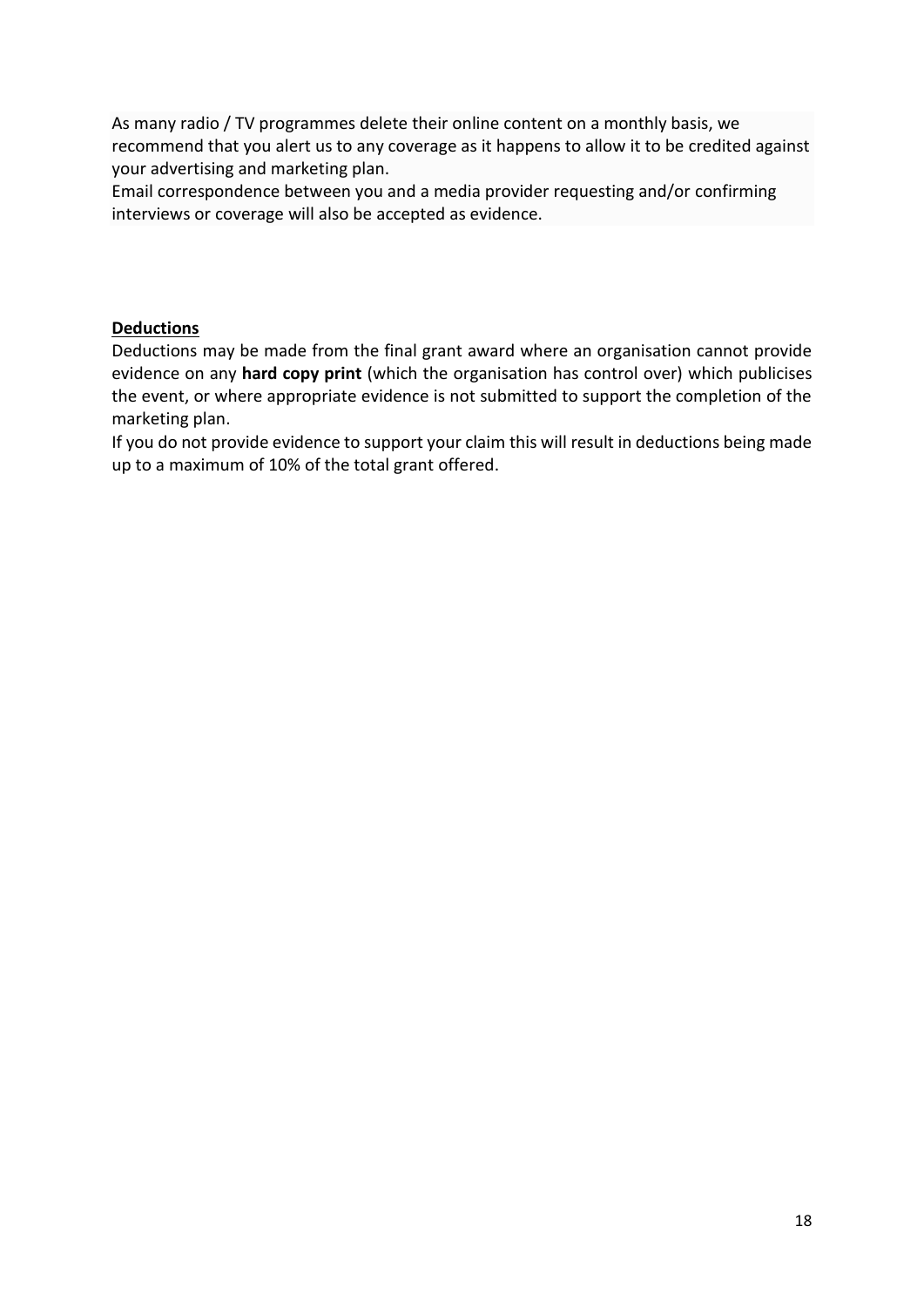As many radio / TV programmes delete their online content on a monthly basis, we recommend that you alert us to any coverage as it happens to allow it to be credited against your advertising and marketing plan.
Email correspondence between you and a media provider requesting and/or confirming interviews or coverage will also be accepted as evidence.

**Deductions**

Deductions may be made from the final grant award where an organisation cannot provide evidence on any **hard copy print** (which the organisation has control over) which publicises the event, or where appropriate evidence is not submitted to support the completion of the marketing plan.
If you do not provide evidence to support your claim this will result in deductions being made up to a maximum of 10% of the total grant offered.